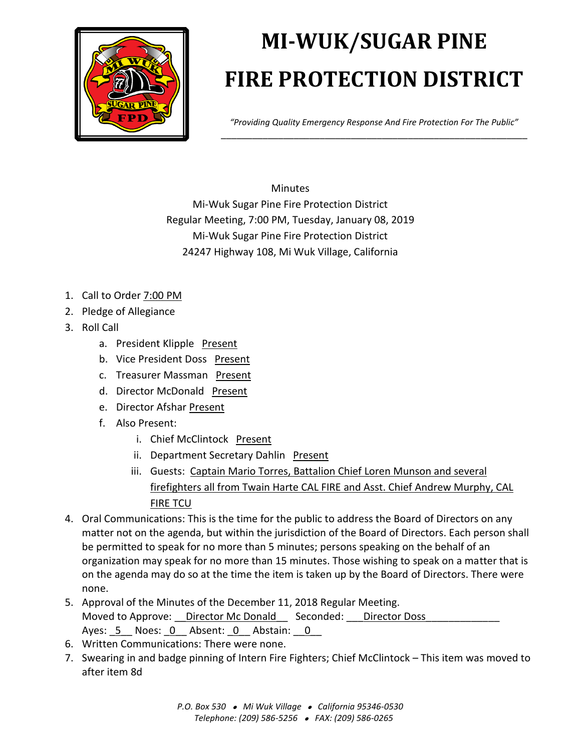# MI-WUK/SUGAR PINE FIRE PROTECTION DISTRICT

*"Providing Quality Emergency Response And Fire Protection For The Public"*

Minutes
Mi-Wuk Sugar Pine Fire Protection District
Regular Meeting, 7:00 PM, Tuesday, January 08, 2019
Mi-Wuk Sugar Pine Fire Protection District
24247 Highway 108, Mi Wuk Village, California

1. Call to Order 7:00 PM
2. Pledge of Allegiance
3. Roll Call
    a. President Klipple Present
    b. Vice President Doss Present
    c. Treasurer Massman Present
    d. Director McDonald Present
    e. Director Afshar Present
    f. Also Present:
        i. Chief McClintock Present
        ii. Department Secretary Dahlin Present
        iii. Guests: Captain Mario Torres, Battalion Chief Loren Munson and several firefighters all from Twain Harte CAL FIRE and Asst. Chief Andrew Murphy, CAL FIRE TCU
4. Oral Communications: This is the time for the public to address the Board of Directors on any matter not on the agenda, but within the jurisdiction of the Board of Directors. Each person shall be permitted to speak for no more than 5 minutes; persons speaking on the behalf of an organization may speak for no more than 15 minutes. Those wishing to speak on a matter that is on the agenda may do so at the time the item is taken up by the Board of Directors. There were none.
5. Approval of the Minutes of the December 11, 2018 Regular Meeting.
   Moved to Approve: Director Mc Donald Seconded: Director Doss
   Ayes: 5 Noes: 0 Absent: 0 Abstain: 0
6. Written Communications: There were none.
7. Swearing in and badge pinning of Intern Fire Fighters; Chief McClintock – This item was moved to after item 8d

*P.O. Box 530 • Mi Wuk Village • California 95346-0530*
*Telephone: (209) 586-5256 • FAX: (209) 586-0265*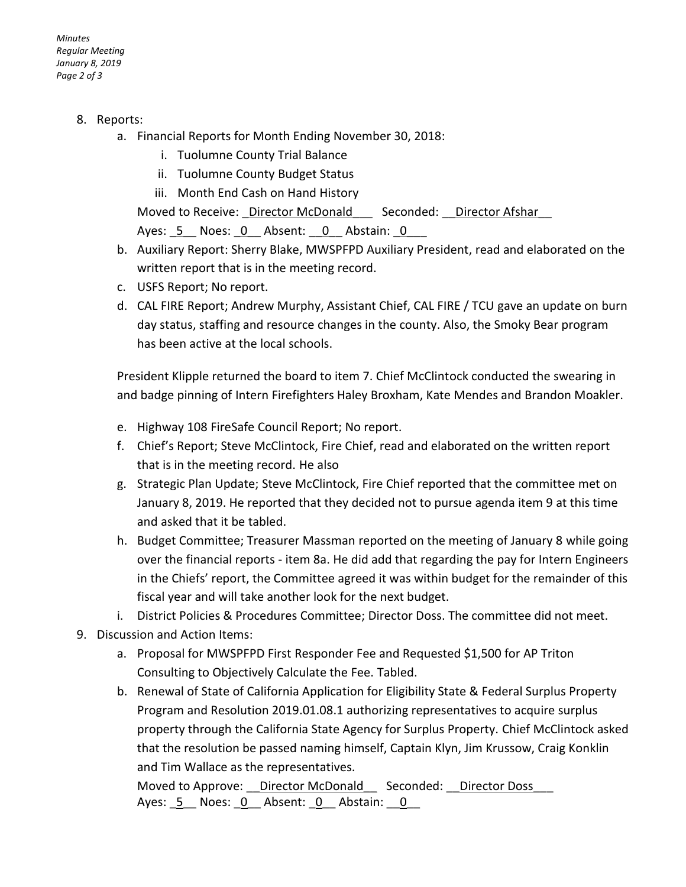8. Reports:
    a. Financial Reports for Month Ending November 30, 2018:
        i. Tuolumne County Trial Balance
        ii. Tuolumne County Budget Status
        iii. Month End Cash on Hand History

        Moved to Receive: _Director McDonald___ Seconded: __Director Afshar__
        Ayes: _5__ Noes: _0__ Absent: __0__ Abstain: _0___
    b. Auxiliary Report: Sherry Blake, MWSPFPD Auxiliary President, read and elaborated on the written report that is in the meeting record.
    c. USFS Report; No report.
    d. CAL FIRE Report; Andrew Murphy, Assistant Chief, CAL FIRE / TCU gave an update on burn day status, staffing and resource changes in the county. Also, the Smoky Bear program has been active at the local schools.

    President Klipple returned the board to item 7. Chief McClintock conducted the swearing in and badge pinning of Intern Firefighters Haley Broxham, Kate Mendes and Brandon Moakler.

    e. Highway 108 FireSafe Council Report; No report.
    f. Chief's Report; Steve McClintock, Fire Chief, read and elaborated on the written report that is in the meeting record. He also
    g. Strategic Plan Update; Steve McClintock, Fire Chief reported that the committee met on January 8, 2019. He reported that they decided not to pursue agenda item 9 at this time and asked that it be tabled.
    h. Budget Committee; Treasurer Massman reported on the meeting of January 8 while going over the financial reports - item 8a. He did add that regarding the pay for Intern Engineers in the Chiefs' report, the Committee agreed it was within budget for the remainder of this fiscal year and will take another look for the next budget.
    i. District Policies & Procedures Committee; Director Doss. The committee did not meet.
9. Discussion and Action Items:
    a. Proposal for MWSPFPD First Responder Fee and Requested $1,500 for AP Triton Consulting to Objectively Calculate the Fee. Tabled.
    b. Renewal of State of California Application for Eligibility State & Federal Surplus Property Program and Resolution 2019.01.08.1 authorizing representatives to acquire surplus property through the California State Agency for Surplus Property. Chief McClintock asked that the resolution be passed naming himself, Captain Klyn, Jim Krussow, Craig Konklin and Tim Wallace as the representatives.

        Moved to Approve: __Director McDonald__ Seconded: __Director Doss___
        Ayes: _5__ Noes: _0__ Absent: _0__ Abstain: __0__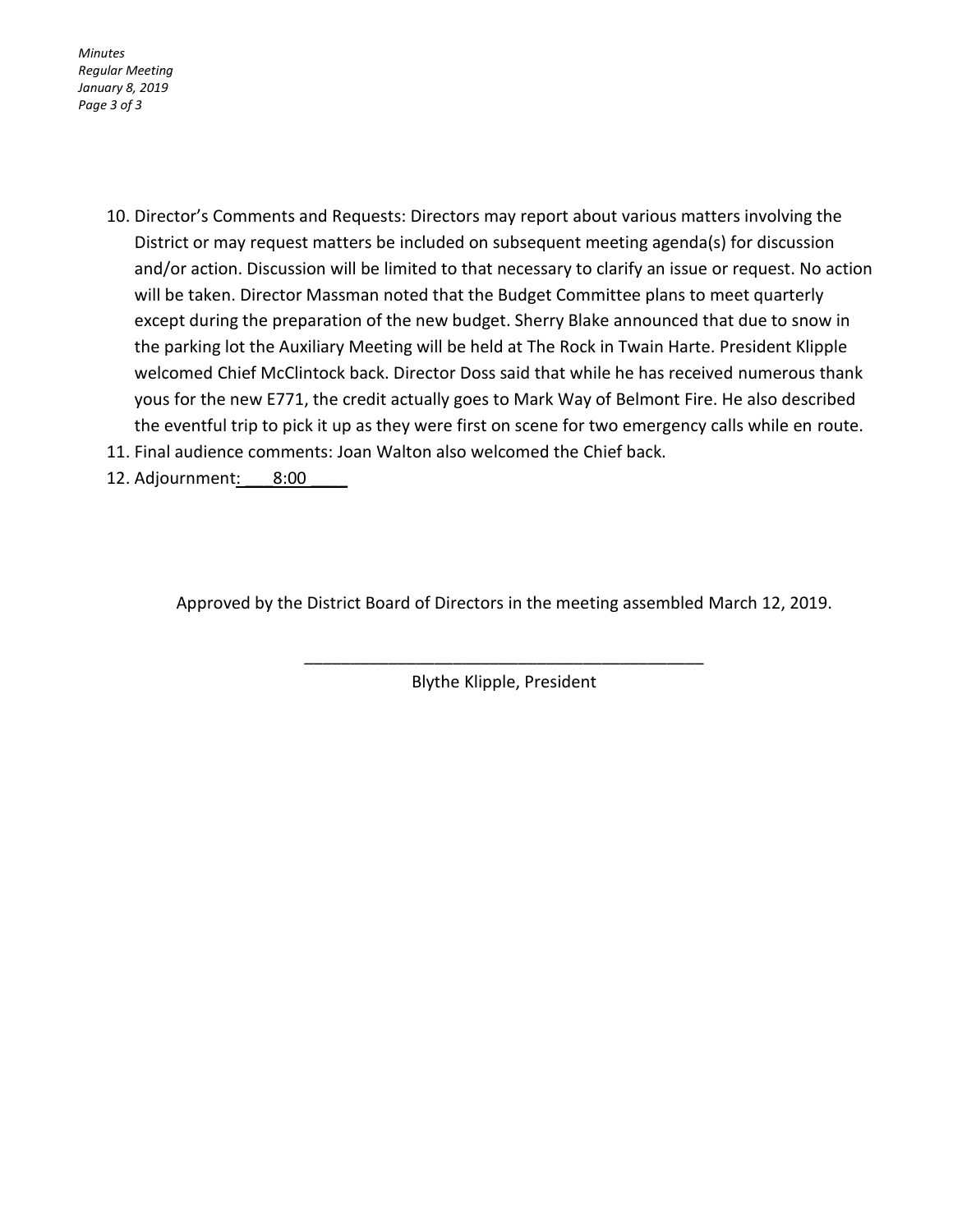10. Director's Comments and Requests: Directors may report about various matters involving the District or may request matters be included on subsequent meeting agenda(s) for discussion and/or action. Discussion will be limited to that necessary to clarify an issue or request. No action will be taken. Director Massman noted that the Budget Committee plans to meet quarterly except during the preparation of the new budget. Sherry Blake announced that due to snow in the parking lot the Auxiliary Meeting will be held at The Rock in Twain Harte. President Klipple welcomed Chief McClintock back. Director Doss said that while he has received numerous thank yous for the new E771, the credit actually goes to Mark Way of Belmont Fire. He also described the eventful trip to pick it up as they were first on scene for two emergency calls while en route.
11. Final audience comments: Joan Walton also welcomed the Chief back.
12. Adjournment: 8:00

Approved by the District Board of Directors in the meeting assembled March 12, 2019.

_____________________________________________

Blythe Klipple, President